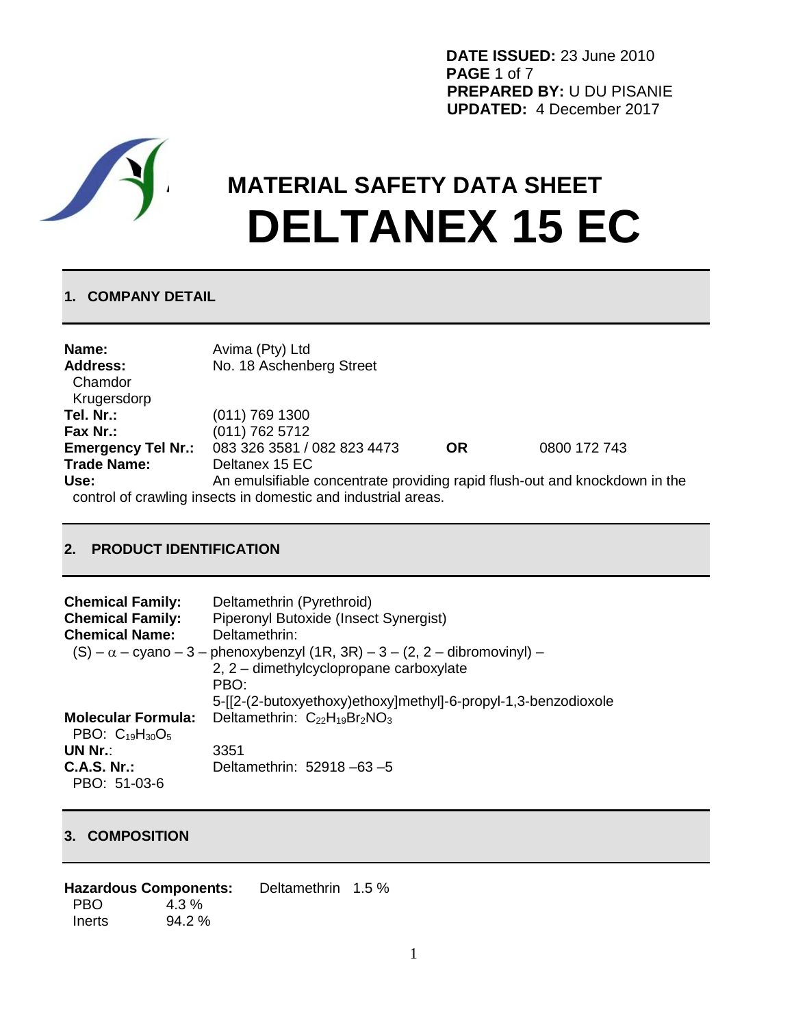**DATE ISSUED:** 23 June 2010
**PREPARED BY:** U DU PISANIE
**UPDATED:** 4 December 2017

# MATERIAL SAFETY DATA SHEET
# DELTANEX 15 EC

## 1. COMPANY DETAIL

**Name:** Avima (Pty) Ltd
**Address:** No. 18 Aschenberg Street
Chamdor
Krugersdorp
**Tel. Nr.:** (011) 769 1300
**Fax Nr.:** (011) 762 5712
**Emergency Tel Nr.:** 083 326 3581 / 082 823 4473 **OR** 0800 172 743
**Trade Name:** Deltanex 15 EC
**Use:** An emulsifiable concentrate providing rapid flush-out and knockdown in the control of crawling insects in domestic and industrial areas.

## 2. PRODUCT IDENTIFICATION

**Chemical Family:** Deltamethrin (Pyrethroid)
**Chemical Family:** Piperonyl Butoxide (Insect Synergist)
**Chemical Name:** Deltamethrin:
(S) – $\alpha$ – cyano – 3 – phenoxybenzyl (1R, 3R) – 3 – (2, 2 – dibromovinyl) – 2, 2 – dimethylcyclopropane carboxylate
PBO:
5-[[2-(2-butoxyethoxy)ethoxy]methyl]-6-propyl-1,3-benzodioxole
**Molecular Formula:** Deltamethrin: $C_{22}H_{19}Br_2NO_3$
PBO: $C_{19}H_{30}O_5$
**UN Nr.**: 3351
**C.A.S. Nr.:** Deltamethrin: 52918 –63 –5
PBO: 51-03-6

## 3. COMPOSITION

**Hazardous Components:** Deltamethrin 1.5 %
PBO 4.3 %
Inerts 94.2 %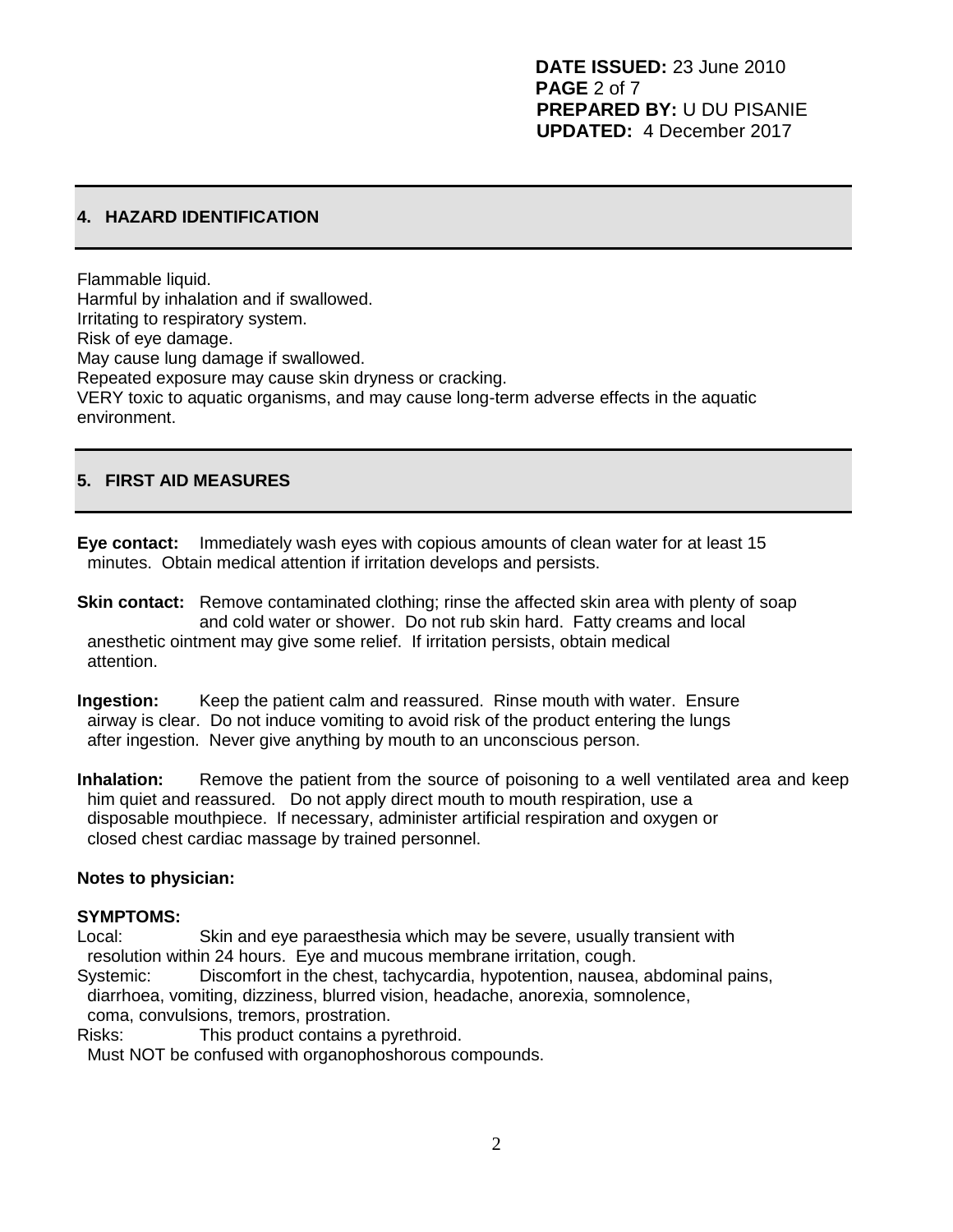## 4. HAZARD IDENTIFICATION

Flammable liquid.
Harmful by inhalation and if swallowed.
Irritating to respiratory system.
Risk of eye damage.
May cause lung damage if swallowed.
Repeated exposure may cause skin dryness or cracking.
VERY toxic to aquatic organisms, and may cause long-term adverse effects in the aquatic environment.

## 5. FIRST AID MEASURES

**Eye contact:** Immediately wash eyes with copious amounts of clean water for at least 15 minutes. Obtain medical attention if irritation develops and persists.

**Skin contact:** Remove contaminated clothing; rinse the affected skin area with plenty of soap and cold water or shower. Do not rub skin hard. Fatty creams and local anesthetic ointment may give some relief. If irritation persists, obtain medical attention.

**Ingestion:** Keep the patient calm and reassured. Rinse mouth with water. Ensure airway is clear. Do not induce vomiting to avoid risk of the product entering the lungs after ingestion. Never give anything by mouth to an unconscious person.

**Inhalation:** Remove the patient from the source of poisoning to a well ventilated area and keep him quiet and reassured. Do not apply direct mouth to mouth respiration, use a disposable mouthpiece. If necessary, administer artificial respiration and oxygen or closed chest cardiac massage by trained personnel.

**Notes to physician:**

**SYMPTOMS:**

Local: Skin and eye paraesthesia which may be severe, usually transient with resolution within 24 hours. Eye and mucous membrane irritation, cough.

Systemic: Discomfort in the chest, tachycardia, hypotention, nausea, abdominal pains, diarrhoea, vomiting, dizziness, blurred vision, headache, anorexia, somnolence, coma, convulsions, tremors, prostration.

Risks: This product contains a pyrethroid.
Must NOT be confused with organophoshorous compounds.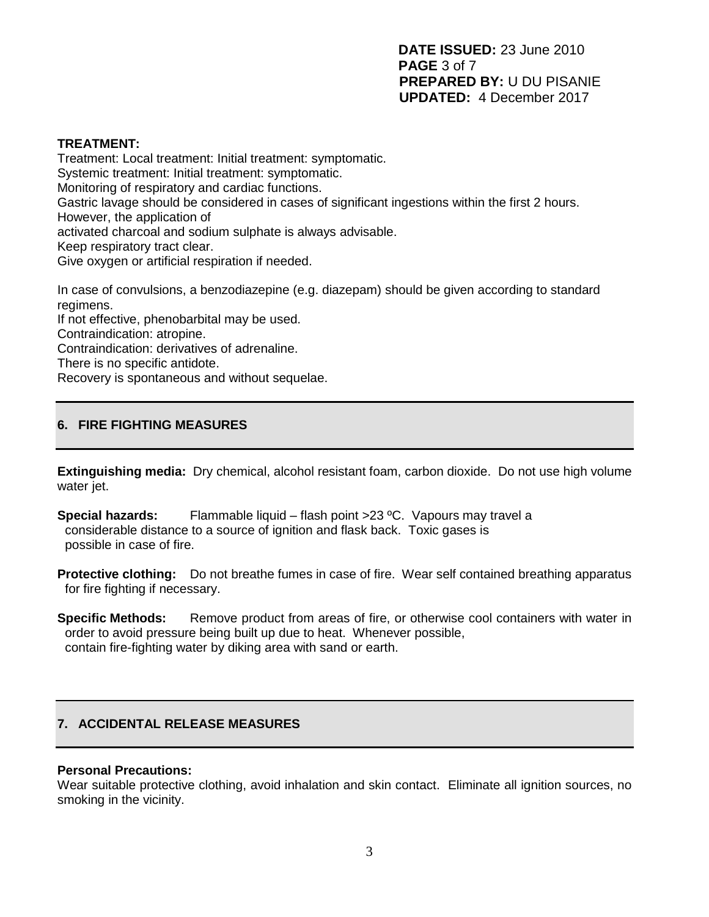**TREATMENT:**

Treatment: Local treatment: Initial treatment: symptomatic.
Systemic treatment: Initial treatment: symptomatic.
Monitoring of respiratory and cardiac functions.
Gastric lavage should be considered in cases of significant ingestions within the first 2 hours.
However, the application of
activated charcoal and sodium sulphate is always advisable.
Keep respiratory tract clear.
Give oxygen or artificial respiration if needed.

In case of convulsions, a benzodiazepine (e.g. diazepam) should be given according to standard regimens.
If not effective, phenobarbital may be used.
Contraindication: atropine.
Contraindication: derivatives of adrenaline.
There is no specific antidote.
Recovery is spontaneous and without sequelae.

## 6. FIRE FIGHTING MEASURES

**Extinguishing media:** Dry chemical, alcohol resistant foam, carbon dioxide. Do not use high volume water jet.

**Special hazards:** Flammable liquid – flash point >23 ºC. Vapours may travel a considerable distance to a source of ignition and flask back. Toxic gases is possible in case of fire.

**Protective clothing:** Do not breathe fumes in case of fire. Wear self contained breathing apparatus for fire fighting if necessary.

**Specific Methods:** Remove product from areas of fire, or otherwise cool containers with water in order to avoid pressure being built up due to heat. Whenever possible, contain fire-fighting water by diking area with sand or earth.

## 7. ACCIDENTAL RELEASE MEASURES

**Personal Precautions:**

Wear suitable protective clothing, avoid inhalation and skin contact. Eliminate all ignition sources, no smoking in the vicinity.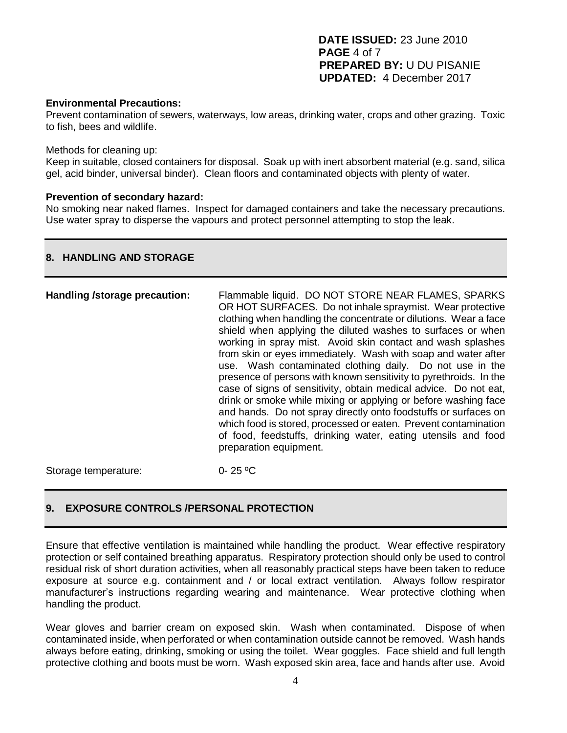**Environmental Precautions:**
Prevent contamination of sewers, waterways, low areas, drinking water, crops and other grazing. Toxic to fish, bees and wildlife.

Methods for cleaning up:
Keep in suitable, closed containers for disposal. Soak up with inert absorbent material (e.g. sand, silica gel, acid binder, universal binder). Clean floors and contaminated objects with plenty of water.

**Prevention of secondary hazard:**
No smoking near naked flames. Inspect for damaged containers and take the necessary precautions. Use water spray to disperse the vapours and protect personnel attempting to stop the leak.

## 8. HANDLING AND STORAGE

**Handling /storage precaution:** Flammable liquid. DO NOT STORE NEAR FLAMES, SPARKS OR HOT SURFACES. Do not inhale spraymist. Wear protective clothing when handling the concentrate or dilutions. Wear a face shield when applying the diluted washes to surfaces or when working in spray mist. Avoid skin contact and wash splashes from skin or eyes immediately. Wash with soap and water after use. Wash contaminated clothing daily. Do not use in the presence of persons with known sensitivity to pyrethroids. In the case of signs of sensitivity, obtain medical advice. Do not eat, drink or smoke while mixing or applying or before washing face and hands. Do not spray directly onto foodstuffs or surfaces on which food is stored, processed or eaten. Prevent contamination of food, feedstuffs, drinking water, eating utensils and food preparation equipment.

Storage temperature: 0- 25 ºC

## 9. EXPOSURE CONTROLS /PERSONAL PROTECTION

Ensure that effective ventilation is maintained while handling the product. Wear effective respiratory protection or self contained breathing apparatus. Respiratory protection should only be used to control residual risk of short duration activities, when all reasonably practical steps have been taken to reduce exposure at source e.g. containment and / or local extract ventilation. Always follow respirator manufacturer's instructions regarding wearing and maintenance. Wear protective clothing when handling the product.

Wear gloves and barrier cream on exposed skin. Wash when contaminated. Dispose of when contaminated inside, when perforated or when contamination outside cannot be removed. Wash hands always before eating, drinking, smoking or using the toilet. Wear goggles. Face shield and full length protective clothing and boots must be worn. Wash exposed skin area, face and hands after use. Avoid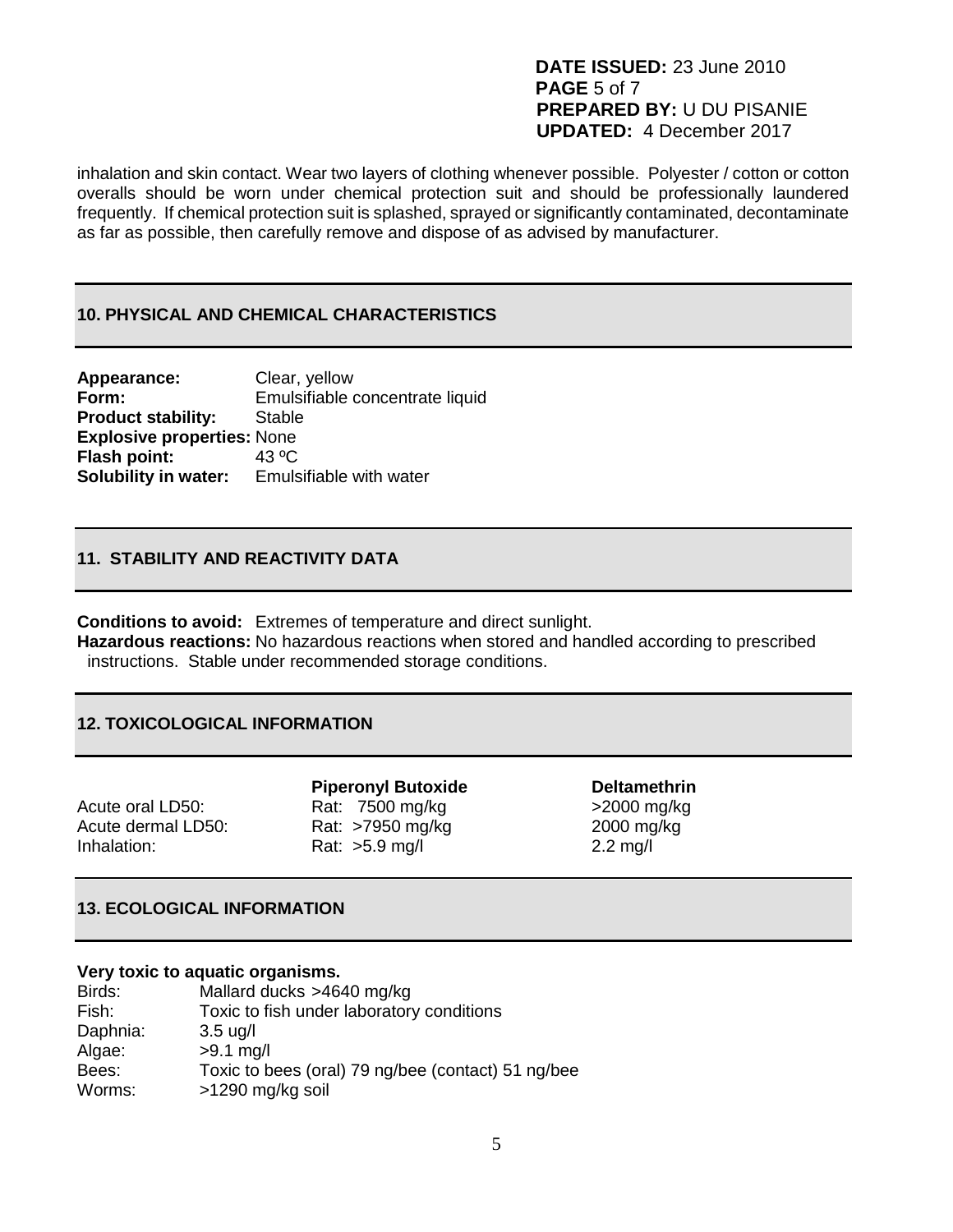inhalation and skin contact. Wear two layers of clothing whenever possible. Polyester / cotton or cotton overalls should be worn under chemical protection suit and should be professionally laundered frequently. If chemical protection suit is splashed, sprayed or significantly contaminated, decontaminate as far as possible, then carefully remove and dispose of as advised by manufacturer.

## 10. PHYSICAL AND CHEMICAL CHARACTERISTICS

**Appearance:** Clear, yellow
**Form:** Emulsifiable concentrate liquid
**Product stability:** Stable
**Explosive properties:** None
**Flash point:** 43 ºC
**Solubility in water:** Emulsifiable with water

## 11. STABILITY AND REACTIVITY DATA

**Conditions to avoid:** Extremes of temperature and direct sunlight.
**Hazardous reactions:** No hazardous reactions when stored and handled according to prescribed instructions. Stable under recommended storage conditions.

## 12. TOXICOLOGICAL INFORMATION

| | **Piperonyl Butoxide** | **Deltamethrin** |
|---|---|---|
| Acute oral LD50: | Rat: 7500 mg/kg | >2000 mg/kg |
| Acute dermal LD50: | Rat: >7950 mg/kg | 2000 mg/kg |
| Inhalation: | Rat: >5.9 mg/l | 2.2 mg/l |

## 13. ECOLOGICAL INFORMATION

**Very toxic to aquatic organisms.**

| | |
|---|---|
| Birds: | Mallard ducks >4640 mg/kg |
| Fish: | Toxic to fish under laboratory conditions |
| Daphnia: | 3.5 ug/l |
| Algae: | >9.1 mg/l |
| Bees: | Toxic to bees (oral) 79 ng/bee (contact) 51 ng/bee |
| Worms: | >1290 mg/kg soil |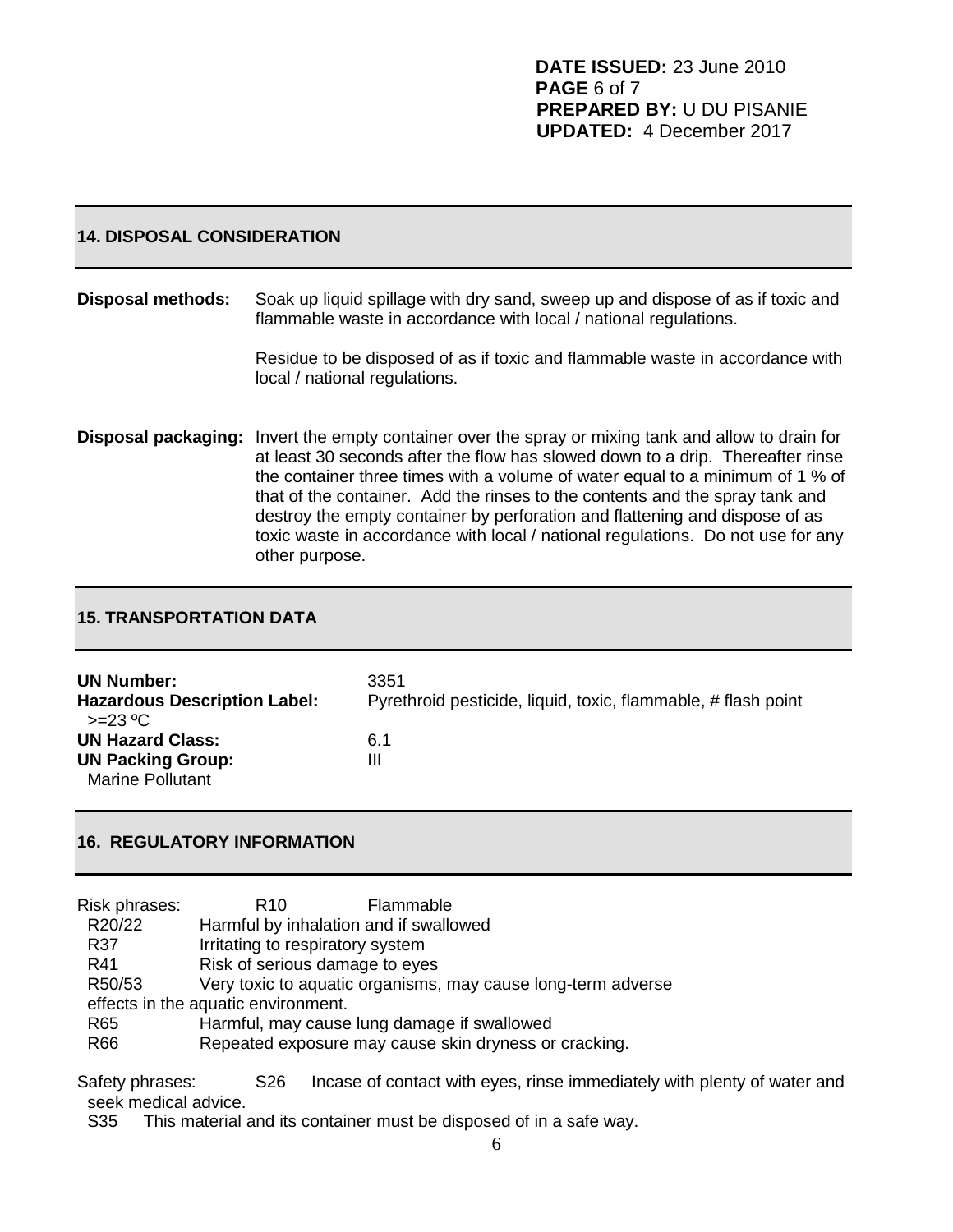## 14. DISPOSAL CONSIDERATION

**Disposal methods:** Soak up liquid spillage with dry sand, sweep up and dispose of as if toxic and flammable waste in accordance with local / national regulations.

Residue to be disposed of as if toxic and flammable waste in accordance with local / national regulations.

**Disposal packaging:** Invert the empty container over the spray or mixing tank and allow to drain for at least 30 seconds after the flow has slowed down to a drip. Thereafter rinse the container three times with a volume of water equal to a minimum of 1 % of that of the container. Add the rinses to the contents and the spray tank and destroy the empty container by perforation and flattening and dispose of as toxic waste in accordance with local / national regulations. Do not use for any other purpose.

## 15. TRANSPORTATION DATA

| | |
|---|---|
| **UN Number:** | 3351 |
| **Hazardous Description Label:** | Pyrethroid pesticide, liquid, toxic, flammable, # flash point >=23 ºC |
| **UN Hazard Class:** | 6.1 |
| **UN Packing Group:** | III |
| Marine Pollutant | |

## 16. REGULATORY INFORMATION

Risk phrases:

| | |
|---|---|
| R10 | Flammable |
| R20/22 | Harmful by inhalation and if swallowed |
| R37 | Irritating to respiratory system |
| R41 | Risk of serious damage to eyes |
| R50/53 | Very toxic to aquatic organisms, may cause long-term adverse effects in the aquatic environment. |
| R65 | Harmful, may cause lung damage if swallowed |
| R66 | Repeated exposure may cause skin dryness or cracking. |

Safety phrases:

| | |
|---|---|
| S26 | Incase of contact with eyes, rinse immediately with plenty of water and seek medical advice. |
| S35 | This material and its container must be disposed of in a safe way. |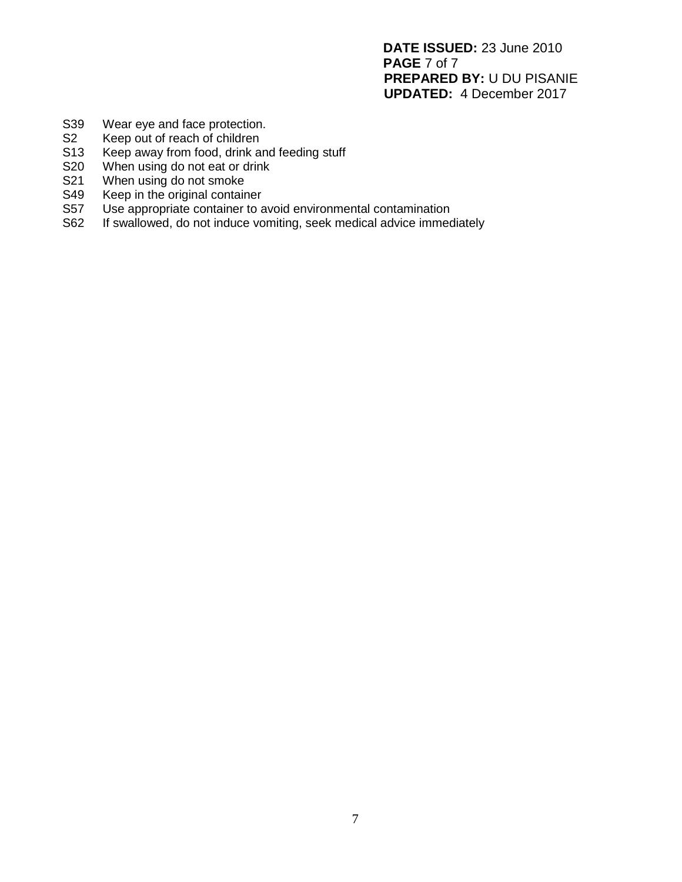S39 Wear eye and face protection.
S2 Keep out of reach of children
S13 Keep away from food, drink and feeding stuff
S20 When using do not eat or drink
S21 When using do not smoke
S49 Keep in the original container
S57 Use appropriate container to avoid environmental contamination
S62 If swallowed, do not induce vomiting, seek medical advice immediately